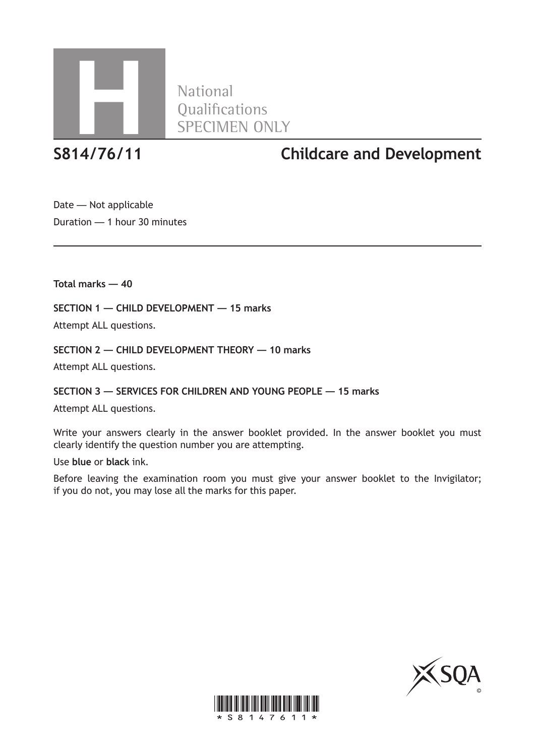H

National Qualifications SPECIMEN ONLY

# S814/76/11 Childcare and Development

Date — Not applicable

Duration — 1 hour 30 minutes

**Total marks — 40**

**SECTION 1 — CHILD DEVELOPMENT — 15 marks**

Attempt ALL questions.

**SECTION 2 — CHILD DEVELOPMENT THEORY — 10 marks**

Attempt ALL questions.

**SECTION 3 — SERVICES FOR CHILDREN AND YOUNG PEOPLE — 15 marks**

Attempt ALL questions.

Write your answers clearly in the answer booklet provided. In the answer booklet you must clearly identify the question number you are attempting.

Use **blue** or **black** ink.

Before leaving the examination room you must give your answer booklet to the Invigilator; if you do not, you may lose all the marks for this paper.

SQA ©

*S8147611*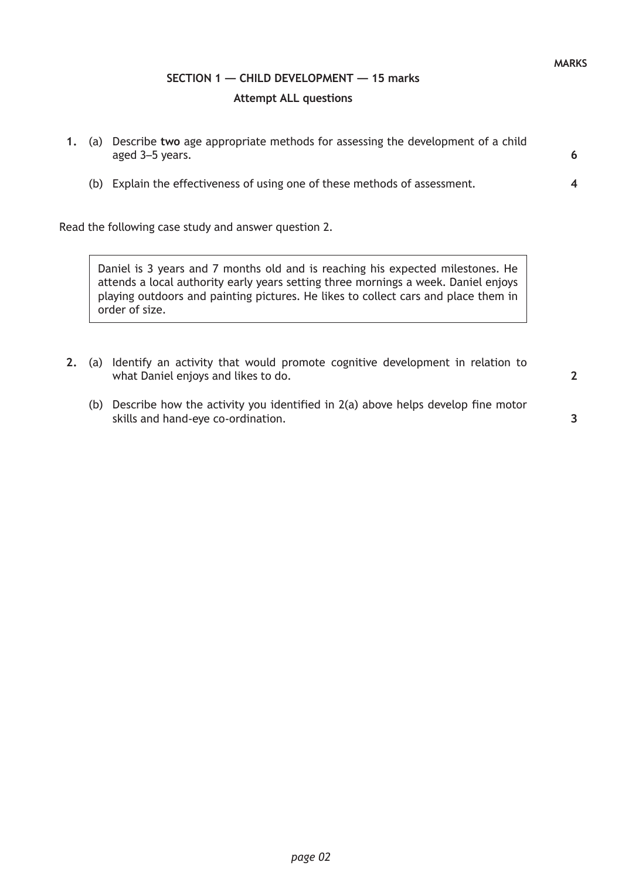MARKS

## SECTION 1 — CHILD DEVELOPMENT — 15 marks

**Attempt ALL questions**

**1.** (a) Describe **two** age appropriate methods for assessing the development of a child aged 3–5 years. **6**

(b) Explain the effectiveness of using one of these methods of assessment. **4**

Read the following case study and answer question 2.

> Daniel is 3 years and 7 months old and is reaching his expected milestones. He attends a local authority early years setting three mornings a week. Daniel enjoys playing outdoors and painting pictures. He likes to collect cars and place them in order of size.

**2.** (a) Identify an activity that would promote cognitive development in relation to what Daniel enjoys and likes to do. **2**

(b) Describe how the activity you identified in 2(a) above helps develop fine motor skills and hand-eye co-ordination. **3**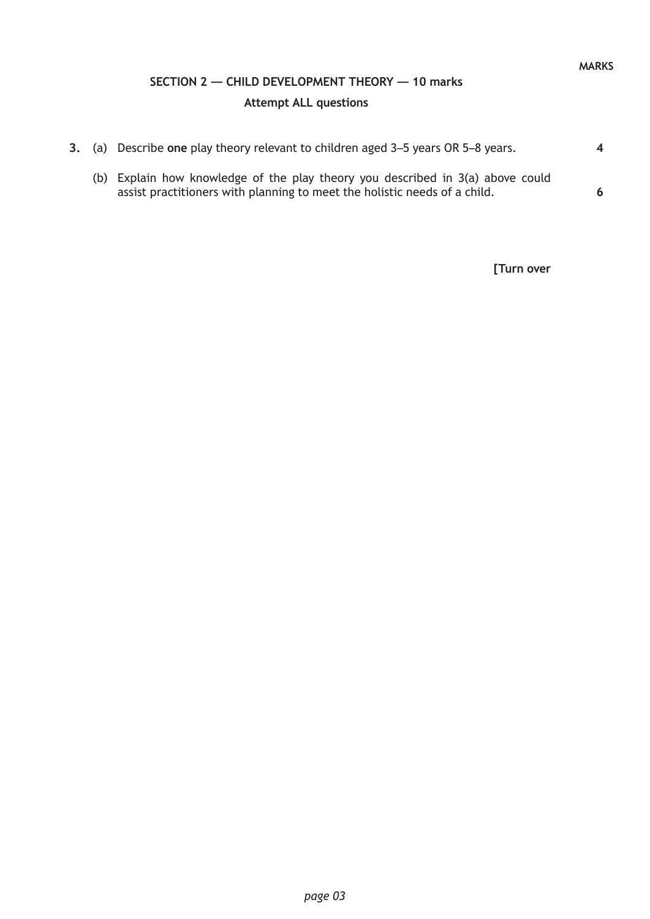MARKS

## SECTION 2 — CHILD DEVELOPMENT THEORY — 10 marks

**Attempt ALL questions**

**3.** (a) Describe **one** play theory relevant to children aged 3–5 years OR 5–8 years. **4**

(b) Explain how knowledge of the play theory you described in 3(a) above could assist practitioners with planning to meet the holistic needs of a child. **6**

**[Turn over**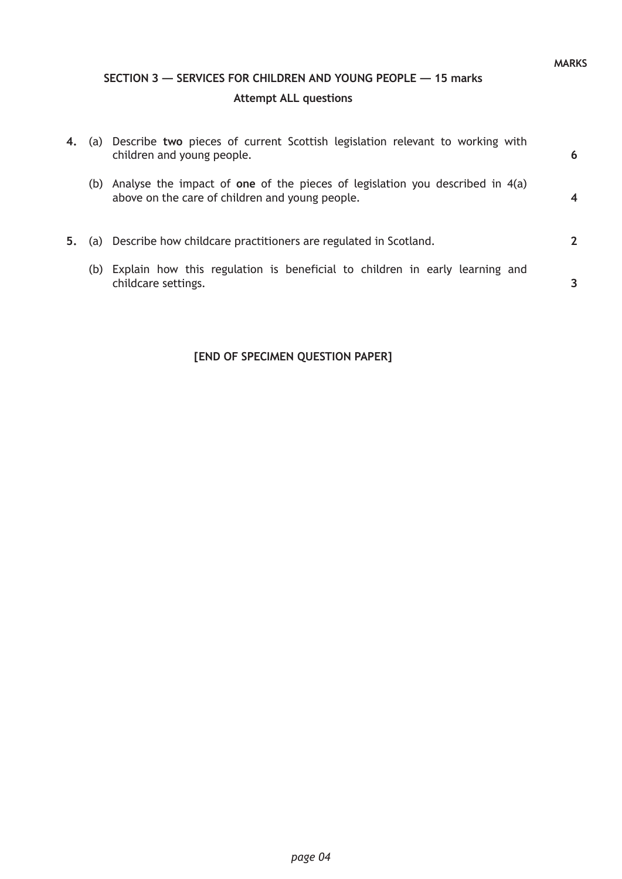MARKS

## SECTION 3 — SERVICES FOR CHILDREN AND YOUNG PEOPLE — 15 marks

**Attempt ALL questions**

| | | | MARKS |
|---|---|---|---|
| **4.** | (a) | Describe **two** pieces of current Scottish legislation relevant to working with children and young people. | **6** |
| | (b) | Analyse the impact of **one** of the pieces of legislation you described in 4(a) above on the care of children and young people. | **4** |
| **5.** | (a) | Describe how childcare practitioners are regulated in Scotland. | **2** |
| | (b) | Explain how this regulation is beneficial to children in early learning and childcare settings. | **3** |

**[END OF SPECIMEN QUESTION PAPER]**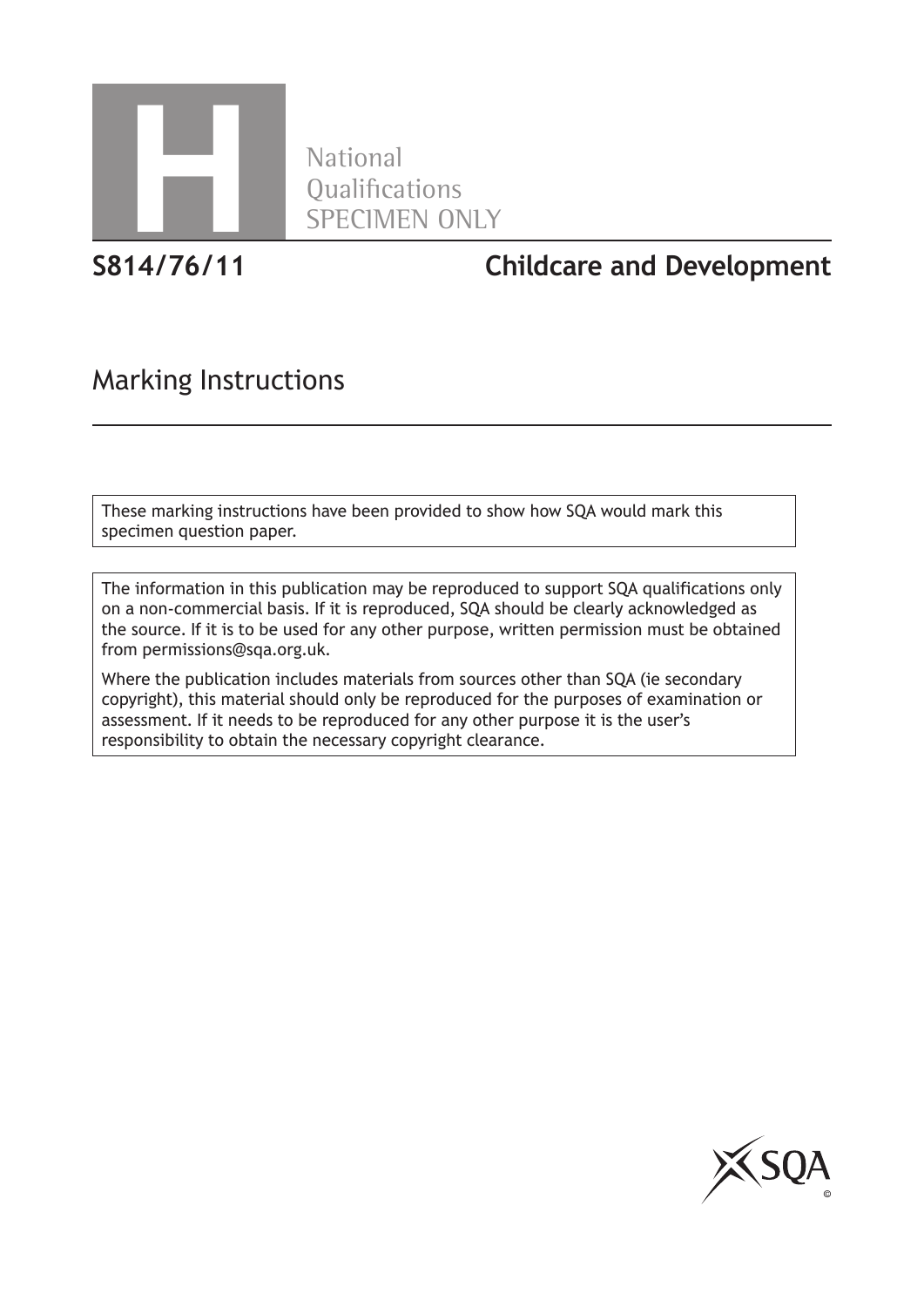# H National Qualifications SPECIMEN ONLY

## S814/76/11 Childcare and Development

## Marking Instructions

These marking instructions have been provided to show how SQA would mark this specimen question paper.

The information in this publication may be reproduced to support SQA qualifications only on a non-commercial basis. If it is reproduced, SQA should be clearly acknowledged as the source. If it is to be used for any other purpose, written permission must be obtained from permissions@sqa.org.uk.

Where the publication includes materials from sources other than SQA (ie secondary copyright), this material should only be reproduced for the purposes of examination or assessment. If it needs to be reproduced for any other purpose it is the user's responsibility to obtain the necessary copyright clearance.

SQA ©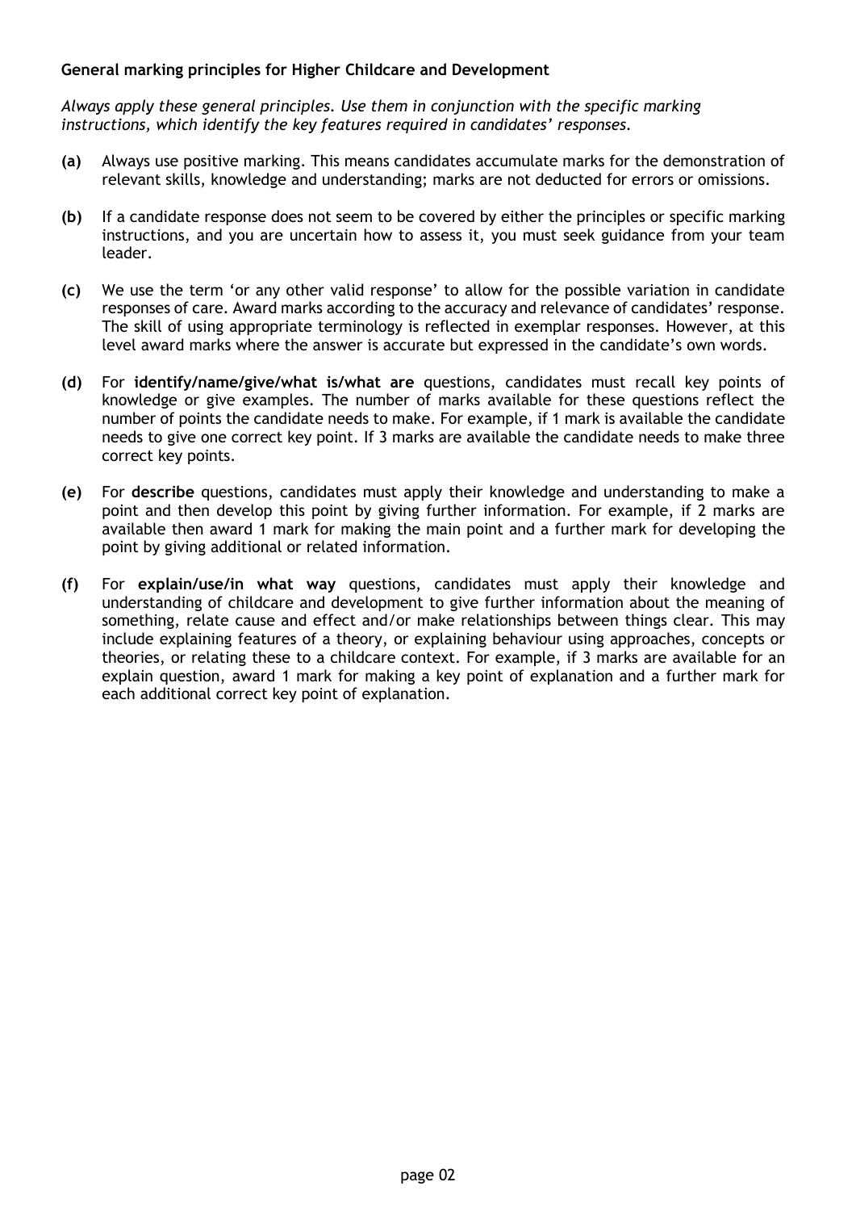**General marking principles for Higher Childcare and Development**

*Always apply these general principles. Use them in conjunction with the specific marking instructions, which identify the key features required in candidates' responses.*

**(a)** Always use positive marking. This means candidates accumulate marks for the demonstration of relevant skills, knowledge and understanding; marks are not deducted for errors or omissions.

**(b)** If a candidate response does not seem to be covered by either the principles or specific marking instructions, and you are uncertain how to assess it, you must seek guidance from your team leader.

**(c)** We use the term 'or any other valid response' to allow for the possible variation in candidate responses of care. Award marks according to the accuracy and relevance of candidates' response. The skill of using appropriate terminology is reflected in exemplar responses. However, at this level award marks where the answer is accurate but expressed in the candidate's own words.

**(d)** For **identify/name/give/what is/what are** questions, candidates must recall key points of knowledge or give examples. The number of marks available for these questions reflect the number of points the candidate needs to make. For example, if 1 mark is available the candidate needs to give one correct key point. If 3 marks are available the candidate needs to make three correct key points.

**(e)** For **describe** questions, candidates must apply their knowledge and understanding to make a point and then develop this point by giving further information. For example, if 2 marks are available then award 1 mark for making the main point and a further mark for developing the point by giving additional or related information.

**(f)** For **explain/use/in what way** questions, candidates must apply their knowledge and understanding of childcare and development to give further information about the meaning of something, relate cause and effect and/or make relationships between things clear. This may include explaining features of a theory, or explaining behaviour using approaches, concepts or theories, or relating these to a childcare context. For example, if 3 marks are available for an explain question, award 1 mark for making a key point of explanation and a further mark for each additional correct key point of explanation.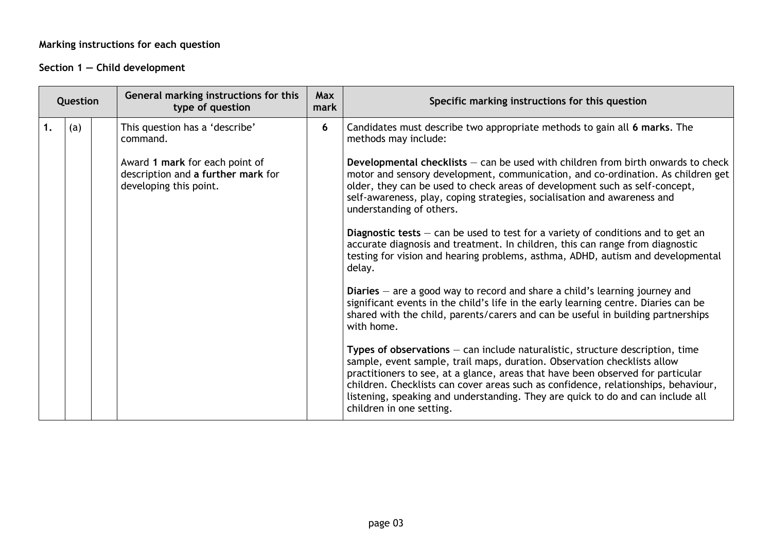**Marking instructions for each question**

**Section 1 — Child development**

| Question | | | General marking instructions for this type of question | Max mark | Specific marking instructions for this question |
|---|---|---|---|---|---|
| 1. | (a) | | This question has a 'describe' command.<br><br>Award **1 mark** for each point of description and **a further mark** for developing this point. | 6 | Candidates must describe two appropriate methods to gain all **6 marks**. The methods may include:<br><br>**Developmental checklists** — can be used with children from birth onwards to check motor and sensory development, communication, and co-ordination. As children get older, they can be used to check areas of development such as self-concept, self-awareness, play, coping strategies, socialisation and awareness and understanding of others.<br><br>**Diagnostic tests** — can be used to test for a variety of conditions and to get an accurate diagnosis and treatment. In children, this can range from diagnostic testing for vision and hearing problems, asthma, ADHD, autism and developmental delay.<br><br>**Diaries** — are a good way to record and share a child's learning journey and significant events in the child's life in the early learning centre. Diaries can be shared with the child, parents/carers and can be useful in building partnerships with home.<br><br>**Types of observations** — can include naturalistic, structure description, time sample, event sample, trail maps, duration. Observation checklists allow practitioners to see, at a glance, areas that have been observed for particular children. Checklists can cover areas such as confidence, relationships, behaviour, listening, speaking and understanding. They are quick to do and can include all children in one setting. |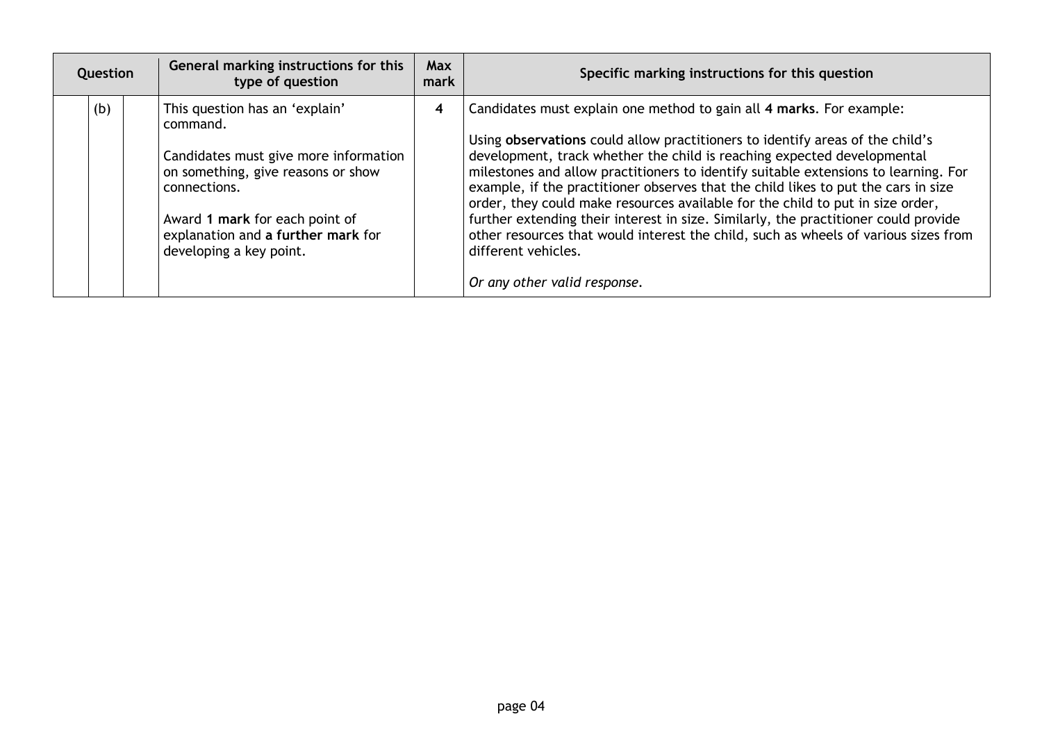| Question | | | General marking instructions for this type of question | Max mark | Specific marking instructions for this question |
|---|---|---|---|---|---|
| | (b) | | This question has an 'explain' command.<br><br>Candidates must give more information on something, give reasons or show connections.<br><br>Award **1 mark** for each point of explanation and **a further mark** for developing a key point. | **4** | Candidates must explain one method to gain all **4 marks**. For example:<br><br>Using **observations** could allow practitioners to identify areas of the child's development, track whether the child is reaching expected developmental milestones and allow practitioners to identify suitable extensions to learning. For example, if the practitioner observes that the child likes to put the cars in size order, they could make resources available for the child to put in size order, further extending their interest in size. Similarly, the practitioner could provide other resources that would interest the child, such as wheels of various sizes from different vehicles.<br><br>*Or any other valid response.* |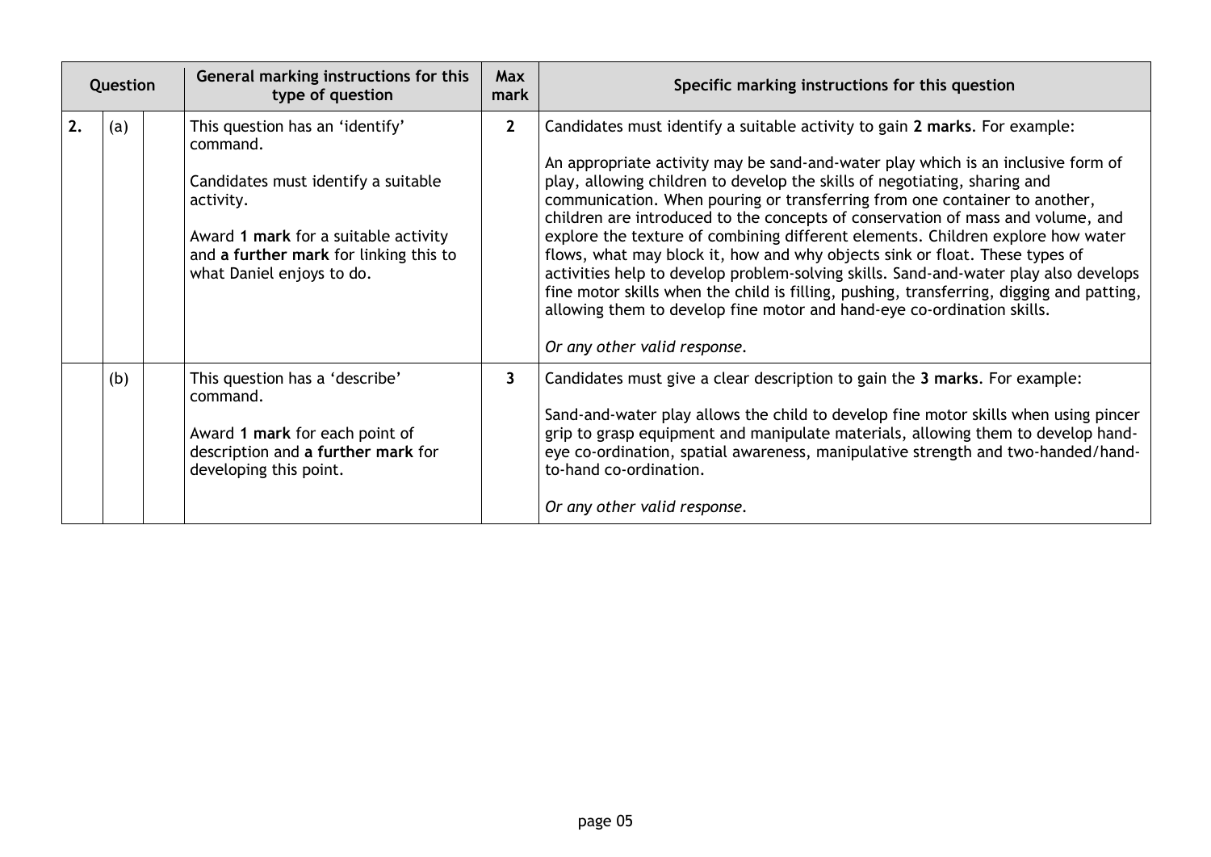| Question | | | General marking instructions for this type of question | Max mark | Specific marking instructions for this question |
|---|---|---|---|---|---|
| 2. | (a) | | This question has an 'identify' command.<br><br>Candidates must identify a suitable activity.<br><br>Award **1 mark** for a suitable activity and **a further mark** for linking this to what Daniel enjoys to do. | **2** | Candidates must identify a suitable activity to gain **2 marks**. For example:<br><br>An appropriate activity may be sand-and-water play which is an inclusive form of play, allowing children to develop the skills of negotiating, sharing and communication. When pouring or transferring from one container to another, children are introduced to the concepts of conservation of mass and volume, and explore the texture of combining different elements. Children explore how water flows, what may block it, how and why objects sink or float. These types of activities help to develop problem-solving skills. Sand-and-water play also develops fine motor skills when the child is filling, pushing, transferring, digging and patting, allowing them to develop fine motor and hand-eye co-ordination skills.<br><br>*Or any other valid response.* |
| | (b) | | This question has a 'describe' command.<br><br>Award **1 mark** for each point of description and **a further mark** for developing this point. | **3** | Candidates must give a clear description to gain the **3 marks**. For example:<br><br>Sand-and-water play allows the child to develop fine motor skills when using pincer grip to grasp equipment and manipulate materials, allowing them to develop hand-eye co-ordination, spatial awareness, manipulative strength and two-handed/hand-to-hand co-ordination.<br><br>*Or any other valid response.* |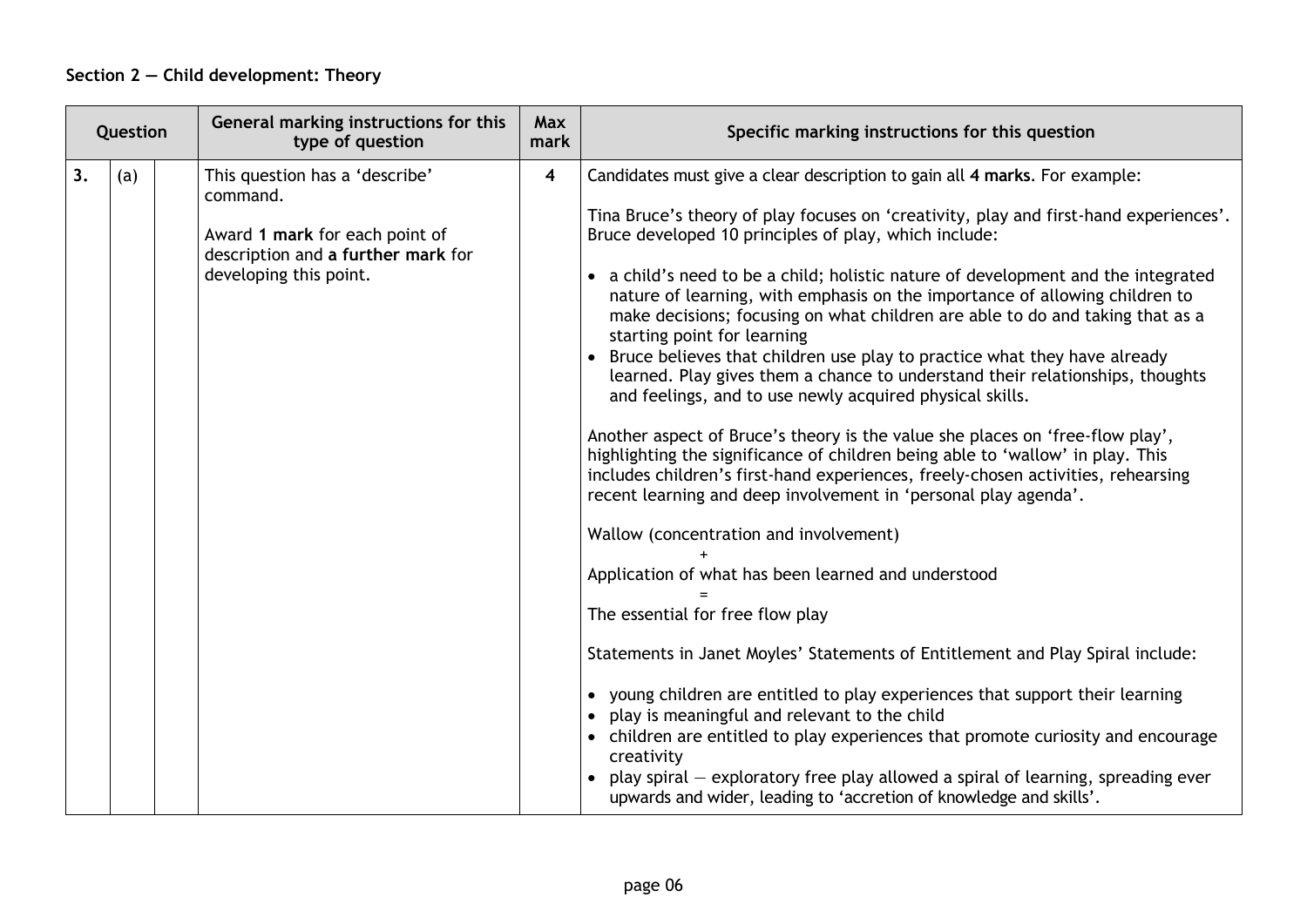**Section 2 — Child development: Theory**

| Question | | | General marking instructions for this type of question | Max mark | Specific marking instructions for this question |
|---|---|---|---|---|---|
| 3. | (a) | | This question has a 'describe' command.<br><br>Award **1 mark** for each point of description and **a further mark** for developing this point. | 4 | Candidates must give a clear description to gain all **4 marks**. For example:<br><br>Tina Bruce's theory of play focuses on 'creativity, play and first-hand experiences'. Bruce developed 10 principles of play, which include:<br><br>• a child's need to be a child; holistic nature of development and the integrated nature of learning, with emphasis on the importance of allowing children to make decisions; focusing on what children are able to do and taking that as a starting point for learning<br>• Bruce believes that children use play to practice what they have already learned. Play gives them a chance to understand their relationships, thoughts and feelings, and to use newly acquired physical skills.<br><br>Another aspect of Bruce's theory is the value she places on 'free-flow play', highlighting the significance of children being able to 'wallow' in play. This includes children's first-hand experiences, freely-chosen activities, rehearsing recent learning and deep involvement in 'personal play agenda'.<br><br>Wallow (concentration and involvement)<br>+<br>Application of what has been learned and understood<br>=<br>The essential for free flow play<br><br>Statements in Janet Moyles' Statements of Entitlement and Play Spiral include:<br><br>• young children are entitled to play experiences that support their learning<br>• play is meaningful and relevant to the child<br>• children are entitled to play experiences that promote curiosity and encourage creativity<br>• play spiral — exploratory free play allowed a spiral of learning, spreading ever upwards and wider, leading to 'accretion of knowledge and skills'. |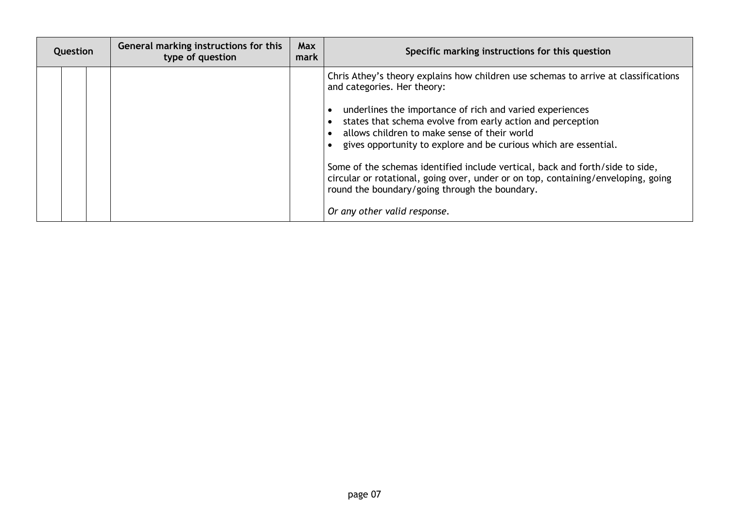| Question | | | General marking instructions for this type of question | Max mark | Specific marking instructions for this question |
|---|---|---|---|---|---|
| | | | | | Chris Athey's theory explains how children use schemas to arrive at classifications and categories. Her theory:<br><br>• underlines the importance of rich and varied experiences<br>• states that schema evolve from early action and perception<br>• allows children to make sense of their world<br>• gives opportunity to explore and be curious which are essential.<br><br>Some of the schemas identified include vertical, back and forth/side to side, circular or rotational, going over, under or on top, containing/enveloping, going round the boundary/going through the boundary.<br><br>*Or any other valid response.* |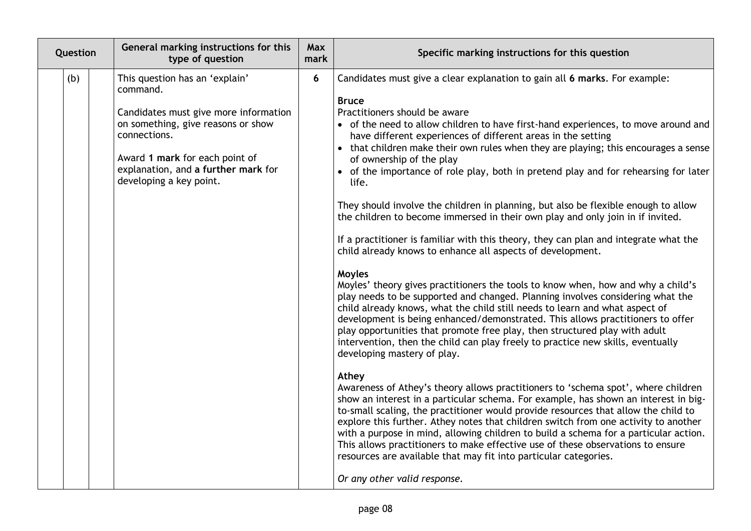| Question | | | General marking instructions for this type of question | Max mark | Specific marking instructions for this question |
|---|---|---|---|---|---|
| | (b) | | This question has an 'explain' command.<br><br>Candidates must give more information on something, give reasons or show connections.<br><br>Award **1 mark** for each point of explanation, and **a further mark** for developing a key point. | 6 | Candidates must give a clear explanation to gain all **6 marks**. For example:<br><br>**Bruce**<br>Practitioners should be aware<br>• of the need to allow children to have first-hand experiences, to move around and have different experiences of different areas in the setting<br>• that children make their own rules when they are playing; this encourages a sense of ownership of the play<br>• of the importance of role play, both in pretend play and for rehearsing for later life.<br><br>They should involve the children in planning, but also be flexible enough to allow the children to become immersed in their own play and only join in if invited.<br><br>If a practitioner is familiar with this theory, they can plan and integrate what the child already knows to enhance all aspects of development.<br><br>**Moyles**<br>Moyles' theory gives practitioners the tools to know when, how and why a child's play needs to be supported and changed. Planning involves considering what the child already knows, what the child still needs to learn and what aspect of development is being enhanced/demonstrated. This allows practitioners to offer play opportunities that promote free play, then structured play with adult intervention, then the child can play freely to practice new skills, eventually developing mastery of play.<br><br>**Athey**<br>Awareness of Athey's theory allows practitioners to 'schema spot', where children show an interest in a particular schema. For example, has shown an interest in big-to-small scaling, the practitioner would provide resources that allow the child to explore this further. Athey notes that children switch from one activity to another with a purpose in mind, allowing children to build a schema for a particular action. This allows practitioners to make effective use of these observations to ensure resources are available that may fit into particular categories.<br><br>*Or any other valid response.* |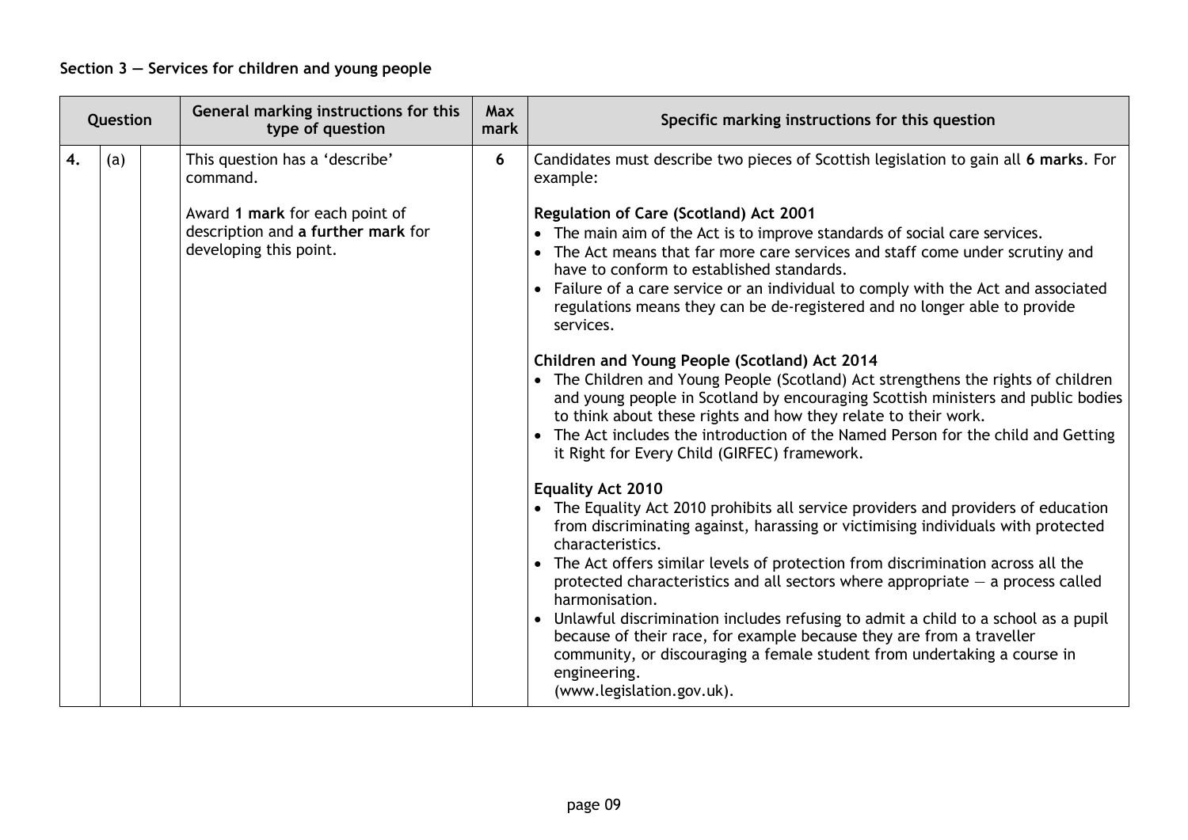## Section 3 — Services for children and young people

| Question | | | General marking instructions for this type of question | Max mark | Specific marking instructions for this question |
|---|---|---|---|---|---|
| 4. | (a) | | This question has a 'describe' command.<br><br>Award **1 mark** for each point of description and **a further mark** for developing this point. | 6 | Candidates must describe two pieces of Scottish legislation to gain all **6 marks**. For example:<br><br>**Regulation of Care (Scotland) Act 2001**<br>• The main aim of the Act is to improve standards of social care services.<br>• The Act means that far more care services and staff come under scrutiny and have to conform to established standards.<br>• Failure of a care service or an individual to comply with the Act and associated regulations means they can be de-registered and no longer able to provide services.<br><br>**Children and Young People (Scotland) Act 2014**<br>• The Children and Young People (Scotland) Act strengthens the rights of children and young people in Scotland by encouraging Scottish ministers and public bodies to think about these rights and how they relate to their work.<br>• The Act includes the introduction of the Named Person for the child and Getting it Right for Every Child (GIRFEC) framework.<br><br>**Equality Act 2010**<br>• The Equality Act 2010 prohibits all service providers and providers of education from discriminating against, harassing or victimising individuals with protected characteristics.<br>• The Act offers similar levels of protection from discrimination across all the protected characteristics and all sectors where appropriate — a process called harmonisation.<br>• Unlawful discrimination includes refusing to admit a child to a school as a pupil because of their race, for example because they are from a traveller community, or discouraging a female student from undertaking a course in engineering.<br>(www.legislation.gov.uk). |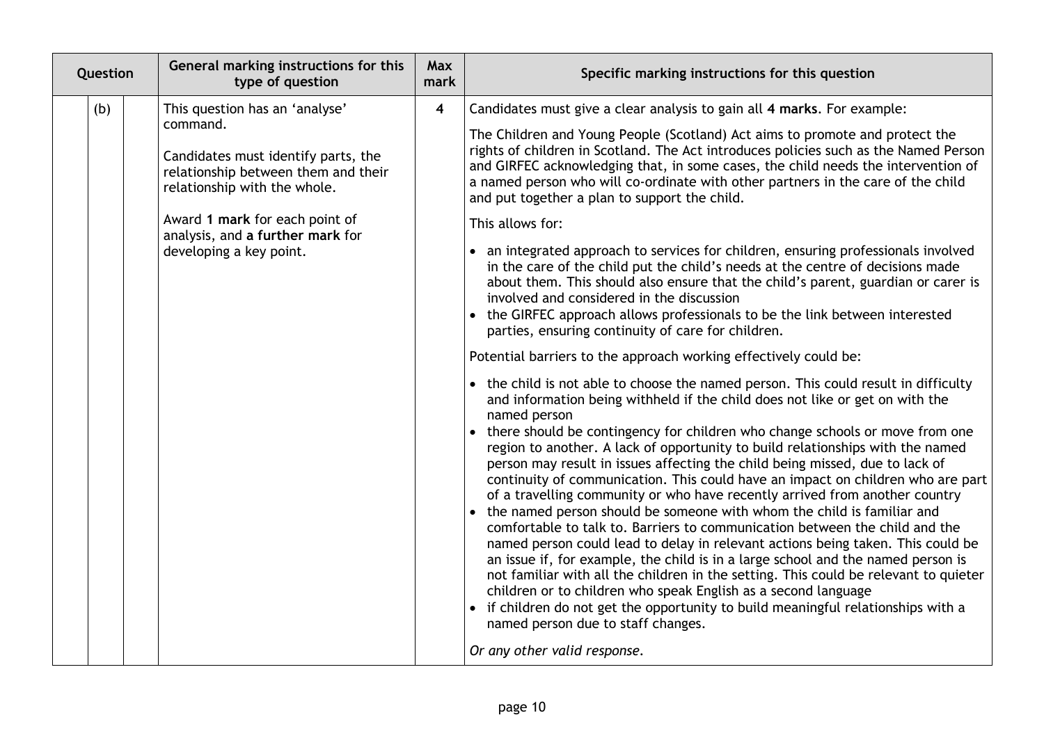| Question | | | General marking instructions for this type of question | Max mark | Specific marking instructions for this question |
|---|---|---|---|---|---|
| | (b) | | This question has an 'analyse' command.<br><br>Candidates must identify parts, the relationship between them and their relationship with the whole.<br><br>Award **1 mark** for each point of analysis, and **a further mark** for developing a key point. | **4** | Candidates must give a clear analysis to gain all **4 marks**. For example:<br><br>The Children and Young People (Scotland) Act aims to promote and protect the rights of children in Scotland. The Act introduces policies such as the Named Person and GIRFEC acknowledging that, in some cases, the child needs the intervention of a named person who will co-ordinate with other partners in the care of the child and put together a plan to support the child.<br><br>This allows for:<br><br>• an integrated approach to services for children, ensuring professionals involved in the care of the child put the child's needs at the centre of decisions made about them. This should also ensure that the child's parent, guardian or carer is involved and considered in the discussion<br>• the GIRFEC approach allows professionals to be the link between interested parties, ensuring continuity of care for children.<br><br>Potential barriers to the approach working effectively could be:<br><br>• the child is not able to choose the named person. This could result in difficulty and information being withheld if the child does not like or get on with the named person<br>• there should be contingency for children who change schools or move from one region to another. A lack of opportunity to build relationships with the named person may result in issues affecting the child being missed, due to lack of continuity of communication. This could have an impact on children who are part of a travelling community or who have recently arrived from another country<br>• the named person should be someone with whom the child is familiar and comfortable to talk to. Barriers to communication between the child and the named person could lead to delay in relevant actions being taken. This could be an issue if, for example, the child is in a large school and the named person is not familiar with all the children in the setting. This could be relevant to quieter children or to children who speak English as a second language<br>• if children do not get the opportunity to build meaningful relationships with a named person due to staff changes.<br><br>*Or any other valid response.* |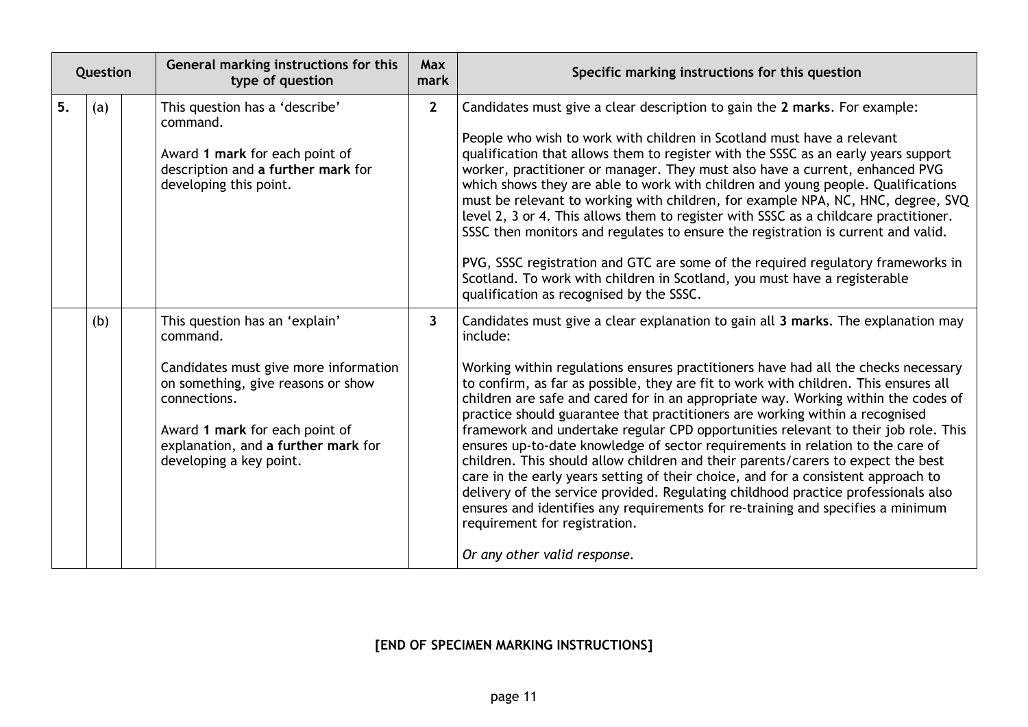| Question | | | General marking instructions for this type of question | Max mark | Specific marking instructions for this question |
|---|---|---|---|---|---|
| 5. | (a) | | This question has a 'describe' command.<br><br>Award **1 mark** for each point of description and **a further mark** for developing this point. | **2** | Candidates must give a clear description to gain the **2 marks**. For example:<br><br>People who wish to work with children in Scotland must have a relevant qualification that allows them to register with the SSSC as an early years support worker, practitioner or manager. They must also have a current, enhanced PVG which shows they are able to work with children and young people. Qualifications must be relevant to working with children, for example NPA, NC, HNC, degree, SVQ level 2, 3 or 4. This allows them to register with SSSC as a childcare practitioner. SSSC then monitors and regulates to ensure the registration is current and valid.<br><br>PVG, SSSC registration and GTC are some of the required regulatory frameworks in Scotland. To work with children in Scotland, you must have a registerable qualification as recognised by the SSSC. |
| | (b) | | This question has an 'explain' command.<br><br>Candidates must give more information on something, give reasons or show connections.<br><br>Award **1 mark** for each point of explanation, and **a further mark** for developing a key point. | **3** | Candidates must give a clear explanation to gain all **3 marks**. The explanation may include:<br><br>Working within regulations ensures practitioners have had all the checks necessary to confirm, as far as possible, they are fit to work with children. This ensures all children are safe and cared for in an appropriate way. Working within the codes of practice should guarantee that practitioners are working within a recognised framework and undertake regular CPD opportunities relevant to their job role. This ensures up-to-date knowledge of sector requirements in relation to the care of children. This should allow children and their parents/carers to expect the best care in the early years setting of their choice, and for a consistent approach to delivery of the service provided. Regulating childhood practice professionals also ensures and identifies any requirements for re-training and specifies a minimum requirement for registration.<br><br>*Or any other valid response.* |

**[END OF SPECIMEN MARKING INSTRUCTIONS]**